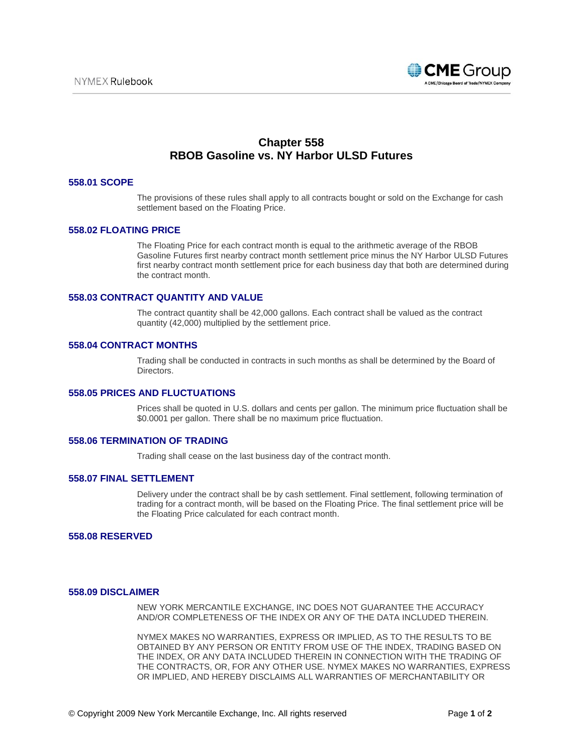# Chapter 558
# RBOB Gasoline vs. NY Harbor ULSD Futures

## 558.01 SCOPE

The provisions of these rules shall apply to all contracts bought or sold on the Exchange for cash settlement based on the Floating Price.

## 558.02 FLOATING PRICE

The Floating Price for each contract month is equal to the arithmetic average of the RBOB Gasoline Futures first nearby contract month settlement price minus the NY Harbor ULSD Futures first nearby contract month settlement price for each business day that both are determined during the contract month.

## 558.03 CONTRACT QUANTITY AND VALUE

The contract quantity shall be 42,000 gallons. Each contract shall be valued as the contract quantity (42,000) multiplied by the settlement price.

## 558.04 CONTRACT MONTHS

Trading shall be conducted in contracts in such months as shall be determined by the Board of Directors.

## 558.05 PRICES AND FLUCTUATIONS

Prices shall be quoted in U.S. dollars and cents per gallon. The minimum price fluctuation shall be $0.0001 per gallon. There shall be no maximum price fluctuation.

## 558.06 TERMINATION OF TRADING

Trading shall cease on the last business day of the contract month.

## 558.07 FINAL SETTLEMENT

Delivery under the contract shall be by cash settlement. Final settlement, following termination of trading for a contract month, will be based on the Floating Price. The final settlement price will be the Floating Price calculated for each contract month.

## 558.08 RESERVED

## 558.09 DISCLAIMER

NEW YORK MERCANTILE EXCHANGE, INC DOES NOT GUARANTEE THE ACCURACY AND/OR COMPLETENESS OF THE INDEX OR ANY OF THE DATA INCLUDED THEREIN.

NYMEX MAKES NO WARRANTIES, EXPRESS OR IMPLIED, AS TO THE RESULTS TO BE OBTAINED BY ANY PERSON OR ENTITY FROM USE OF THE INDEX, TRADING BASED ON THE INDEX, OR ANY DATA INCLUDED THEREIN IN CONNECTION WITH THE TRADING OF THE CONTRACTS, OR, FOR ANY OTHER USE. NYMEX MAKES NO WARRANTIES, EXPRESS OR IMPLIED, AND HEREBY DISCLAIMS ALL WARRANTIES OF MERCHANTABILITY OR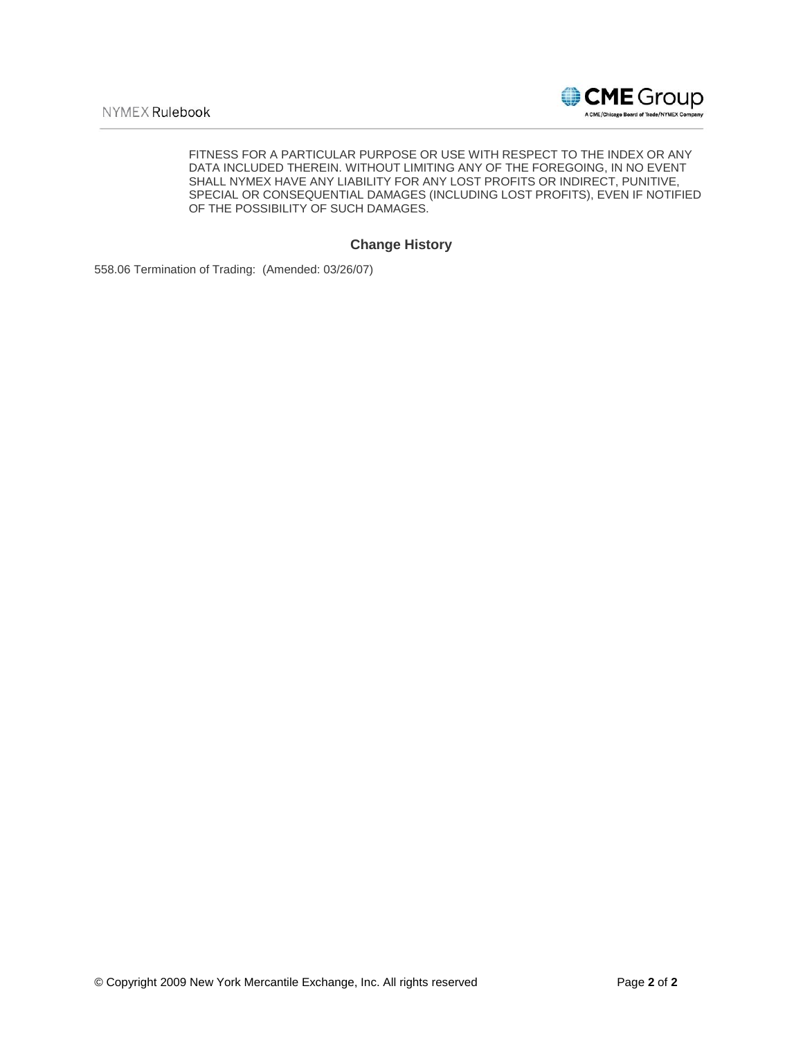FITNESS FOR A PARTICULAR PURPOSE OR USE WITH RESPECT TO THE INDEX OR ANY DATA INCLUDED THEREIN. WITHOUT LIMITING ANY OF THE FOREGOING, IN NO EVENT SHALL NYMEX HAVE ANY LIABILITY FOR ANY LOST PROFITS OR INDIRECT, PUNITIVE, SPECIAL OR CONSEQUENTIAL DAMAGES (INCLUDING LOST PROFITS), EVEN IF NOTIFIED OF THE POSSIBILITY OF SUCH DAMAGES.

## Change History

558.06 Termination of Trading: (Amended: 03/26/07)